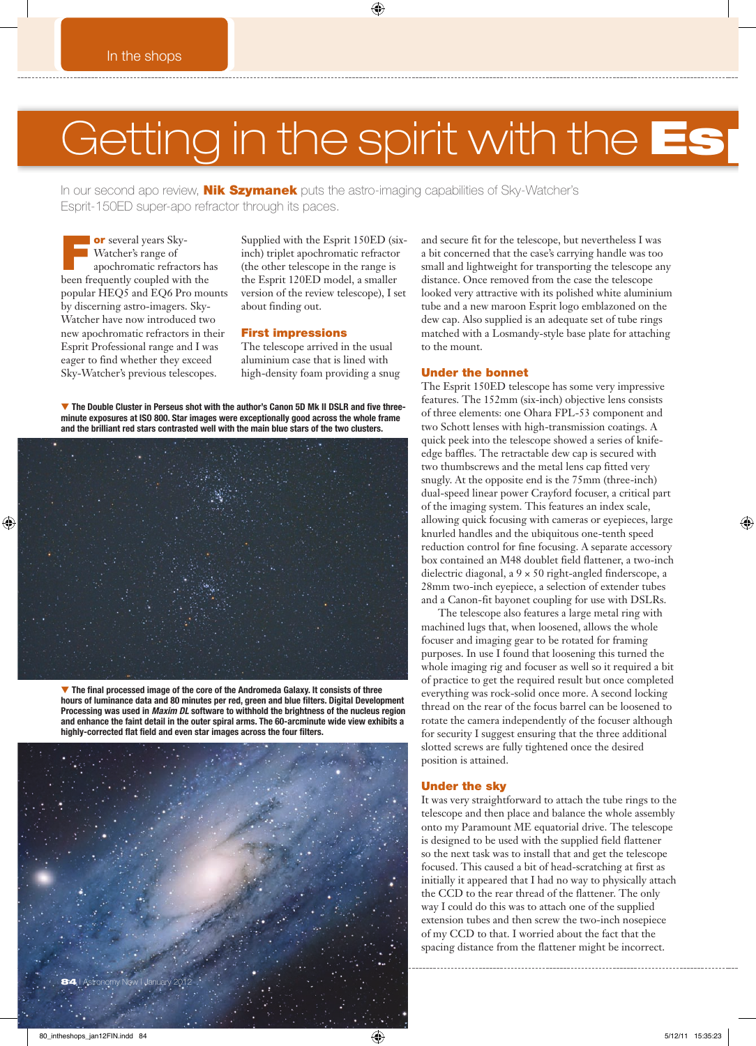In the shops

# Getting in the spirit with the Es

In our second apo review, **Nik Szymanek** puts the astro-imaging capabilities of Sky-Watcher's Esprit-150ED super-apo refractor through its paces.

For several years Sky-Watcher's range of apochromatic refractors has been frequently coupled with the popular HEQ5 and EQ6 Pro mounts by discerning astro-imagers. Sky-Watcher have now introduced two new apochromatic refractors in their Esprit Professional range and I was eager to find whether they exceed Sky-Watcher's previous telescopes.

Supplied with the Esprit 150ED (six-inch) triplet apochromatic refractor (the other telescope in the range is the Esprit 120ED model, a smaller version of the review telescope), I set about finding out.

## First impressions

The telescope arrived in the usual aluminium case that is lined with high-density foam providing a snug and secure fit for the telescope, but nevertheless I was a bit concerned that the case's carrying handle was too small and lightweight for transporting the telescope any distance. Once removed from the case the telescope looked very attractive with its polished white aluminium tube and a new maroon Esprit logo emblazoned on the dew cap. Also supplied is an adequate set of tube rings matched with a Losmandy-style base plate for attaching to the mount.

▼ **The Double Cluster in Perseus shot with the author's Canon 5D Mk II DSLR and five three-minute exposures at ISO 800. Star images were exceptionally good across the whole frame and the brilliant red stars contrasted well with the main blue stars of the two clusters.**

▼ **The final processed image of the core of the Andromeda Galaxy. It consists of three hours of luminance data and 80 minutes per red, green and blue filters. Digital Development Processing was used in *Maxim DL* software to withhold the brightness of the nucleus region and enhance the faint detail in the outer spiral arms. The 60-arcminute wide view exhibits a highly-corrected flat field and even star images across the four filters.**

## Under the bonnet

The Esprit 150ED telescope has some very impressive features. The 152mm (six-inch) objective lens consists of three elements: one Ohara FPL-53 component and two Schott lenses with high-transmission coatings. A quick peek into the telescope showed a series of knife-edge baffles. The retractable dew cap is secured with two thumbscrews and the metal lens cap fitted very snugly. At the opposite end is the 75mm (three-inch) dual-speed linear power Crayford focuser, a critical part of the imaging system. This features an index scale, allowing quick focusing with cameras or eyepieces, large knurled handles and the ubiquitous one-tenth speed reduction control for fine focusing. A separate accessory box contained an M48 doublet field flattener, a two-inch dielectric diagonal, a 9 × 50 right-angled finderscope, a 28mm two-inch eyepiece, a selection of extender tubes and a Canon-fit bayonet coupling for use with DSLRs.

The telescope also features a large metal ring with machined lugs that, when loosened, allows the whole focuser and imaging gear to be rotated for framing purposes. In use I found that loosening this turned the whole imaging rig and focuser as well so it required a bit of practice to get the required result but once completed everything was rock-solid once more. A second locking thread on the rear of the focus barrel can be loosened to rotate the camera independently of the focuser although for security I suggest ensuring that the three additional slotted screws are fully tightened once the desired position is attained.

## Under the sky

It was very straightforward to attach the tube rings to the telescope and then place and balance the whole assembly onto my Paramount ME equatorial drive. The telescope is designed to be used with the supplied field flattener so the next task was to install that and get the telescope focused. This caused a bit of head-scratching at first as initially it appeared that I had no way to physically attach the CCD to the rear thread of the flattener. The only way I could do this was to attach one of the supplied extension tubes and then screw the two-inch nosepiece of my CCD to that. I worried about the fact that the spacing distance from the flattener might be incorrect.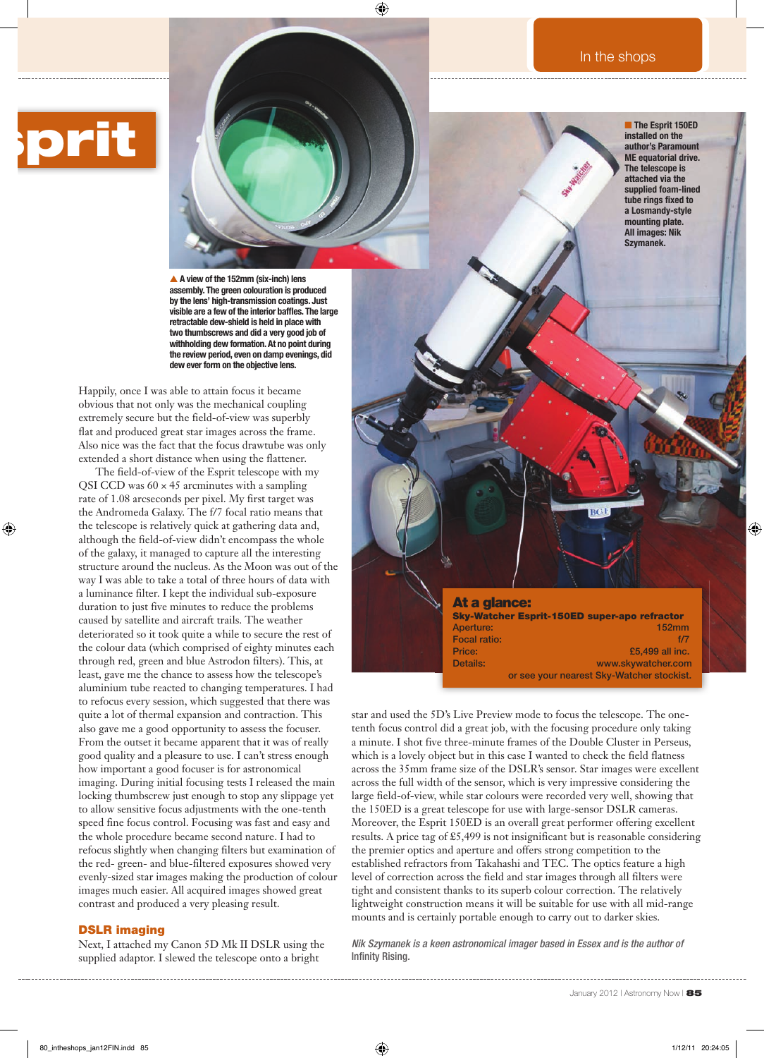sprit

▲ A view of the 152mm (six-inch) lens assembly. The green colouration is produced by the lens' high-transmission coatings. Just visible are a few of the interior baffles. The large retractable dew-shield is held in place with two thumbscrews and did a very good job of withholding dew formation. At no point during the review period, even on damp evenings, did dew ever form on the objective lens.

■ The Esprit 150ED installed on the author's Paramount ME equatorial drive. The telescope is attached via the supplied foam-lined tube rings fixed to a Losmandy-style mounting plate. All images: Nik Szymanek.

Happily, once I was able to attain focus it became obvious that not only was the mechanical coupling extremely secure but the field-of-view was superbly flat and produced great star images across the frame. Also nice was the fact that the focus drawtube was only extended a short distance when using the flattener.

The field-of-view of the Esprit telescope with my QSI CCD was 60 × 45 arcminutes with a sampling rate of 1.08 arcseconds per pixel. My first target was the Andromeda Galaxy. The f/7 focal ratio means that the telescope is relatively quick at gathering data and, although the field-of-view didn't encompass the whole of the galaxy, it managed to capture all the interesting structure around the nucleus. As the Moon was out of the way I was able to take a total of three hours of data with a luminance filter. I kept the individual sub-exposure duration to just five minutes to reduce the problems caused by satellite and aircraft trails. The weather deteriorated so it took quite a while to secure the rest of the colour data (which comprised of eighty minutes each through red, green and blue Astrodon filters). This, at least, gave me the chance to assess how the telescope's aluminium tube reacted to changing temperatures. I had to refocus every session, which suggested that there was quite a lot of thermal expansion and contraction. This also gave me a good opportunity to assess the focuser. From the outset it became apparent that it was of really good quality and a pleasure to use. I can't stress enough how important a good focuser is for astronomical imaging. During initial focusing tests I released the main locking thumbscrew just enough to stop any slippage yet to allow sensitive focus adjustments with the one-tenth speed fine focus control. Focusing was fast and easy and the whole procedure became second nature. I had to refocus slightly when changing filters but examination of the red- green- and blue-filtered exposures showed very evenly-sized star images making the production of colour images much easier. All acquired images showed great contrast and produced a very pleasing result.

## DSLR imaging

Next, I attached my Canon 5D Mk II DSLR using the supplied adaptor. I slewed the telescope onto a bright star and used the 5D's Live Preview mode to focus the telescope. The one-tenth focus control did a great job, with the focusing procedure only taking a minute. I shot five three-minute frames of the Double Cluster in Perseus, which is a lovely object but in this case I wanted to check the field flatness across the 35mm frame size of the DSLR's sensor. Star images were excellent across the full width of the sensor, which is very impressive considering the large field-of-view, while star colours were recorded very well, showing that the 150ED is a great telescope for use with large-sensor DSLR cameras. Moreover, the Esprit 150ED is an overall great performer offering excellent results. A price tag of £5,499 is not insignificant but is reasonable considering the premier optics and aperture and offers strong competition to the established refractors from Takahashi and TEC. The optics feature a high level of correction across the field and star images through all filters were tight and consistent thanks to its superb colour correction. The relatively lightweight construction means it will be suitable for use with all mid-range mounts and is certainly portable enough to carry out to darker skies.

## At a glance:

**Sky-Watcher Esprit-150ED super-apo refractor**

| | |
|---|---|
| Aperture: | 152mm |
| Focal ratio: | f/7 |
| Price: | £5,499 all inc. |
| Details: | www.skywatcher.com or see your nearest Sky-Watcher stockist. |

*Nik Szymanek is a keen astronomical imager based in Essex and is the author of* Infinity Rising.